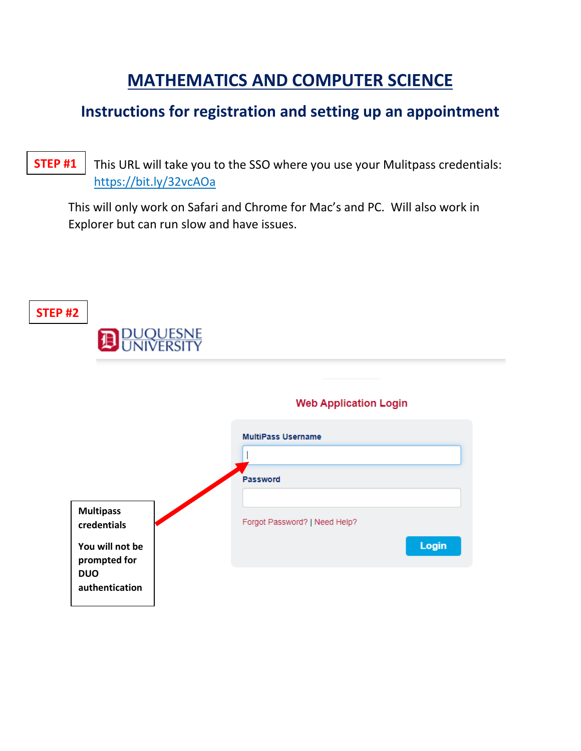# MATHEMATICS AND COMPUTER SCIENCE

## Instructions for registration and setting up an appointment

**STEP #1**

This URL will take you to the SSO where you use your Mulitpass credentials: https://bit.ly/32vcAOa

This will only work on Safari and Chrome for Mac's and PC. Will also work in Explorer but can run slow and have issues.

**STEP #2**

DUQUESNE UNIVERSITY

Web Application Login

MultiPass Username

Password

Forgot Password? | Need Help?

Login

**Multipass credentials**

**You will not be prompted for DUO authentication**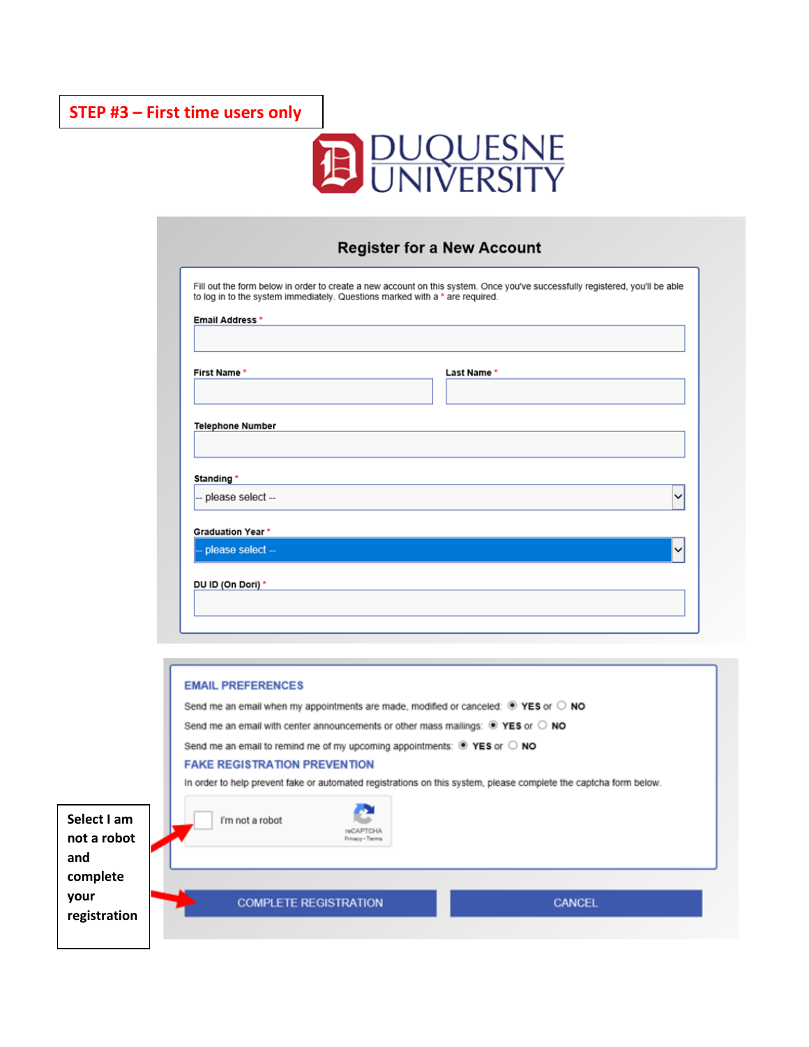**STEP #3 – First time users only**

DUQUESNE UNIVERSITY

## Register for a New Account

Fill out the form below in order to create a new account on this system. Once you've successfully registered, you'll be able to log in to the system immediately. Questions marked with a * are required.

**Email Address** *

**First Name** *

**Last Name** *

**Telephone Number**

**Standing** *

-- please select --

**Graduation Year** *

-- please select --

**DU ID (On Dori)** *

### EMAIL PREFERENCES

Send me an email when my appointments are made, modified or canceled: ◉ **YES** or ○ **NO**

Send me an email with center announcements or other mass mailings: ◉ **YES** or ○ **NO**

Send me an email to remind me of my upcoming appointments: ◉ **YES** or ○ **NO**

### FAKE REGISTRATION PREVENTION

In order to help prevent fake or automated registrations on this system, please complete the captcha form below.

I'm not a robot

reCAPTCHA
Privacy - Terms

COMPLETE REGISTRATION

CANCEL

**Select I am not a robot and complete your registration**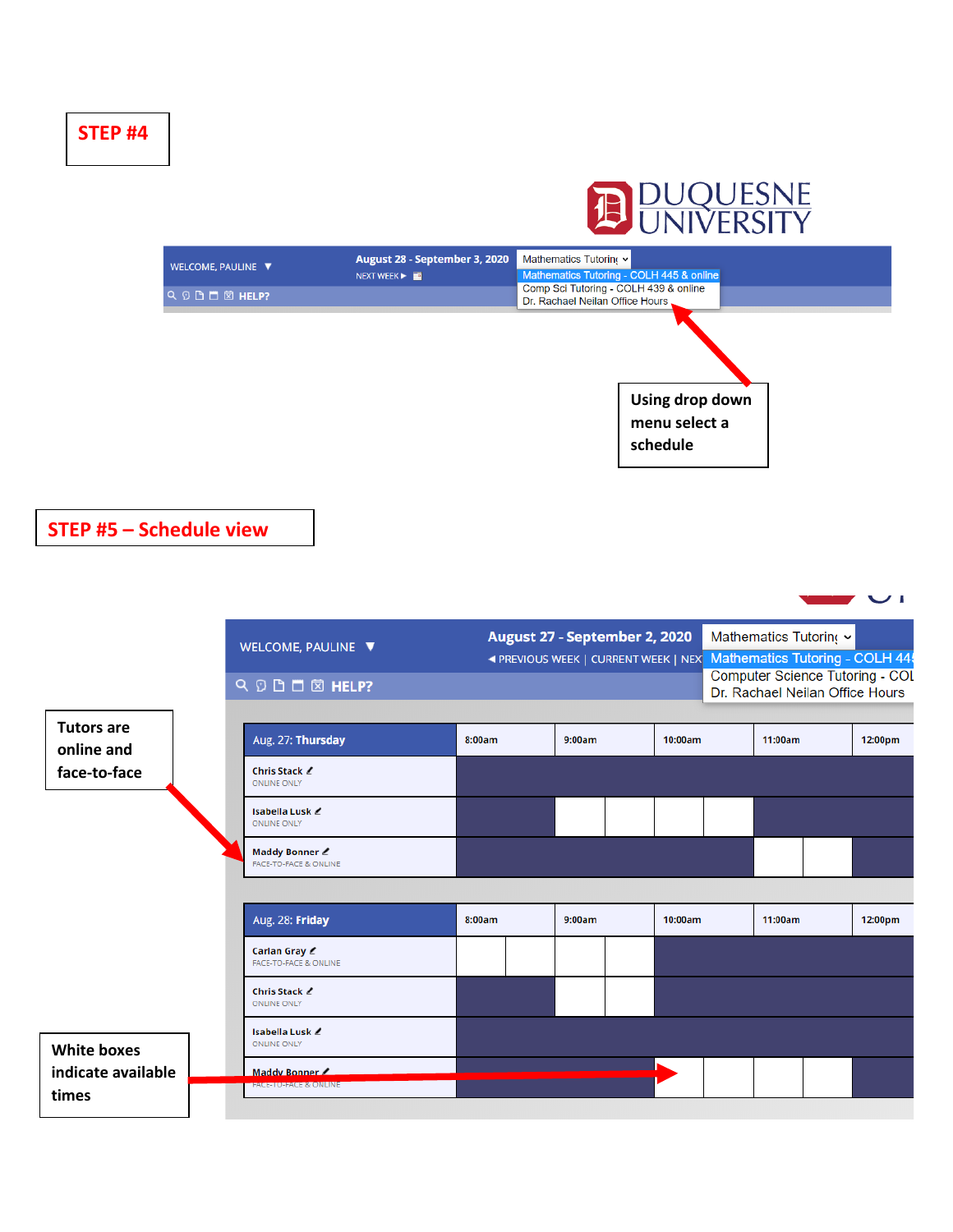**STEP #4**

DUQUESNE UNIVERSITY

WELCOME, PAULINE ▼

August 28 - September 3, 2020

NEXT WEEK ▶

HELP?

Mathematics Tutoring

- Mathematics Tutoring - COLH 445 & online
- Comp Sci Tutoring - COLH 439 & online
- Dr. Rachael Neilan Office Hours

**Using drop down menu select a schedule**

**STEP #5 – Schedule view**

WELCOME, PAULINE ▼

August 27 - September 2, 2020

◀ PREVIOUS WEEK | CURRENT WEEK | NEX

HELP?

Mathematics Tutoring

- Mathematics Tutoring - COLH 445
- Computer Science Tutoring - COL
- Dr. Rachael Neilan Office Hours

**Tutors are online and face-to-face**

| Aug. 27: Thursday | 8:00am | 9:00am | 10:00am | 11:00am | 12:00pm |
|---|---|---|---|---|---|
| Chris Stack ONLINE ONLY | | | | | |
| Isabella Lusk ONLINE ONLY | | | | | |
| Maddy Bonner FACE-TO-FACE & ONLINE | | | | | |

| Aug. 28: Friday | 8:00am | 9:00am | 10:00am | 11:00am | 12:00pm |
|---|---|---|---|---|---|
| Carlan Gray FACE-TO-FACE & ONLINE | | | | | |
| Chris Stack ONLINE ONLY | | | | | |
| Isabella Lusk ONLINE ONLY | | | | | |
| Maddy Bonner FACE-TO-FACE & ONLINE | | | | | |

**White boxes indicate available times**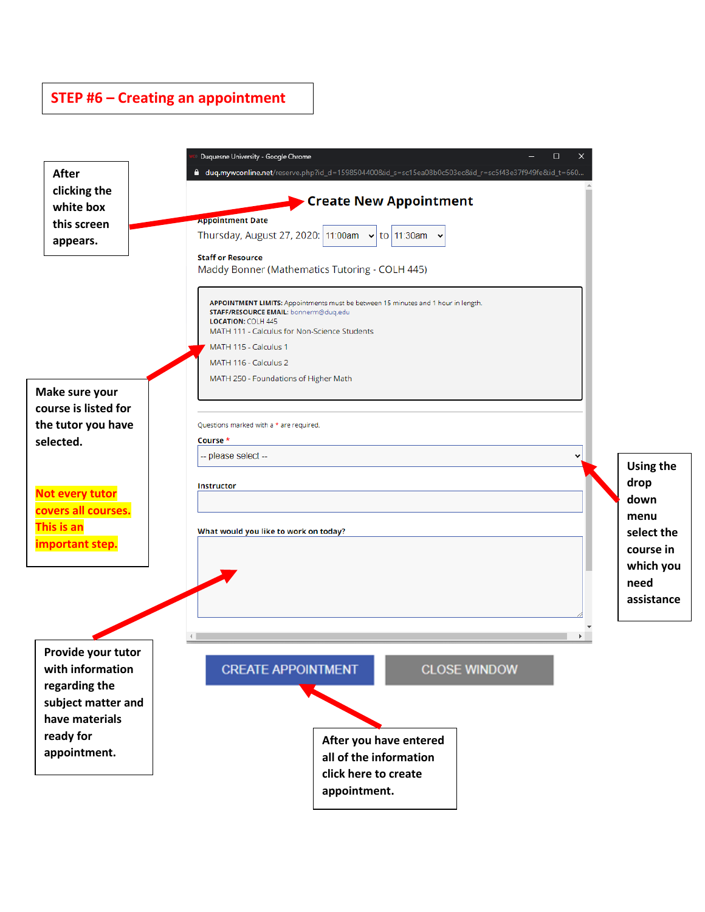## STEP #6 – Creating an appointment

After clicking the white box this screen appears.

**Create New Appointment**

**Appointment Date**

Thursday, August 27, 2020: 11:00am to 11:30am

**Staff or Resource**

Maddy Bonner (Mathematics Tutoring - COLH 445)

**APPOINTMENT LIMITS:** Appointments must be between 15 minutes and 1 hour in length.
**STAFF/RESOURCE EMAIL:** bonnerm@duq.edu
**LOCATION:** COLH 445
MATH 111 - Calculus for Non-Science Students
MATH 115 - Calculus 1
MATH 116 - Calculus 2
MATH 250 - Foundations of Higher Math

Questions marked with a * are required.

**Course** *
-- please select --

**Instructor**

**What would you like to work on today?**

CREATE APPOINTMENT | CLOSE WINDOW

Make sure your course is listed for the tutor you have selected.

Not every tutor covers all courses. This is an important step.

Using the drop down menu select the course in which you need assistance

Provide your tutor with information regarding the subject matter and have materials ready for appointment.

After you have entered all of the information click here to create appointment.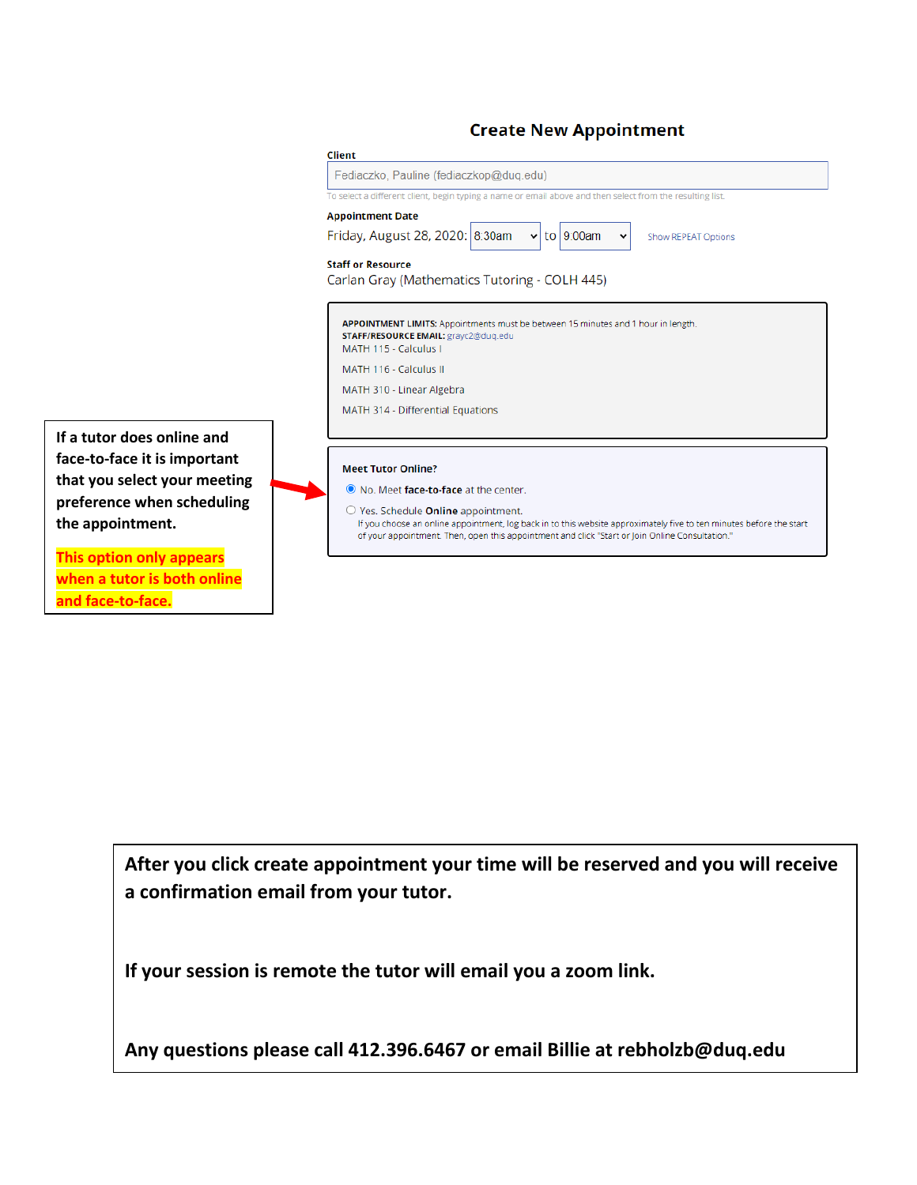## Create New Appointment

**Client**

Fediaczko, Pauline (fediaczkop@duq.edu)

To select a different client, begin typing a name or email above and then select from the resulting list.

**Appointment Date**

Friday, August 28, 2020: 8:30am to 9:00am Show REPEAT Options

**Staff or Resource**

Carlan Gray (Mathematics Tutoring - COLH 445)

**APPOINTMENT LIMITS:** Appointments must be between 15 minutes and 1 hour in length.
**STAFF/RESOURCE EMAIL:** grayc2@duq.edu

MATH 115 - Calculus I

MATH 116 - Calculus II

MATH 310 - Linear Algebra

MATH 314 - Differential Equations

**Meet Tutor Online?**

- No. Meet **face-to-face** at the center.
- Yes. Schedule **Online** appointment.
  If you choose an online appointment, log back in to this website approximately five to ten minutes before the start of your appointment. Then, open this appointment and click "Start or Join Online Consultation."

**If a tutor does online and face-to-face it is important that you select your meeting preference when scheduling the appointment.**

**This option only appears when a tutor is both online and face-to-face.**

**After you click create appointment your time will be reserved and you will receive a confirmation email from your tutor.**

**If your session is remote the tutor will email you a zoom link.**

**Any questions please call 412.396.6467 or email Billie at rebholzb@duq.edu**